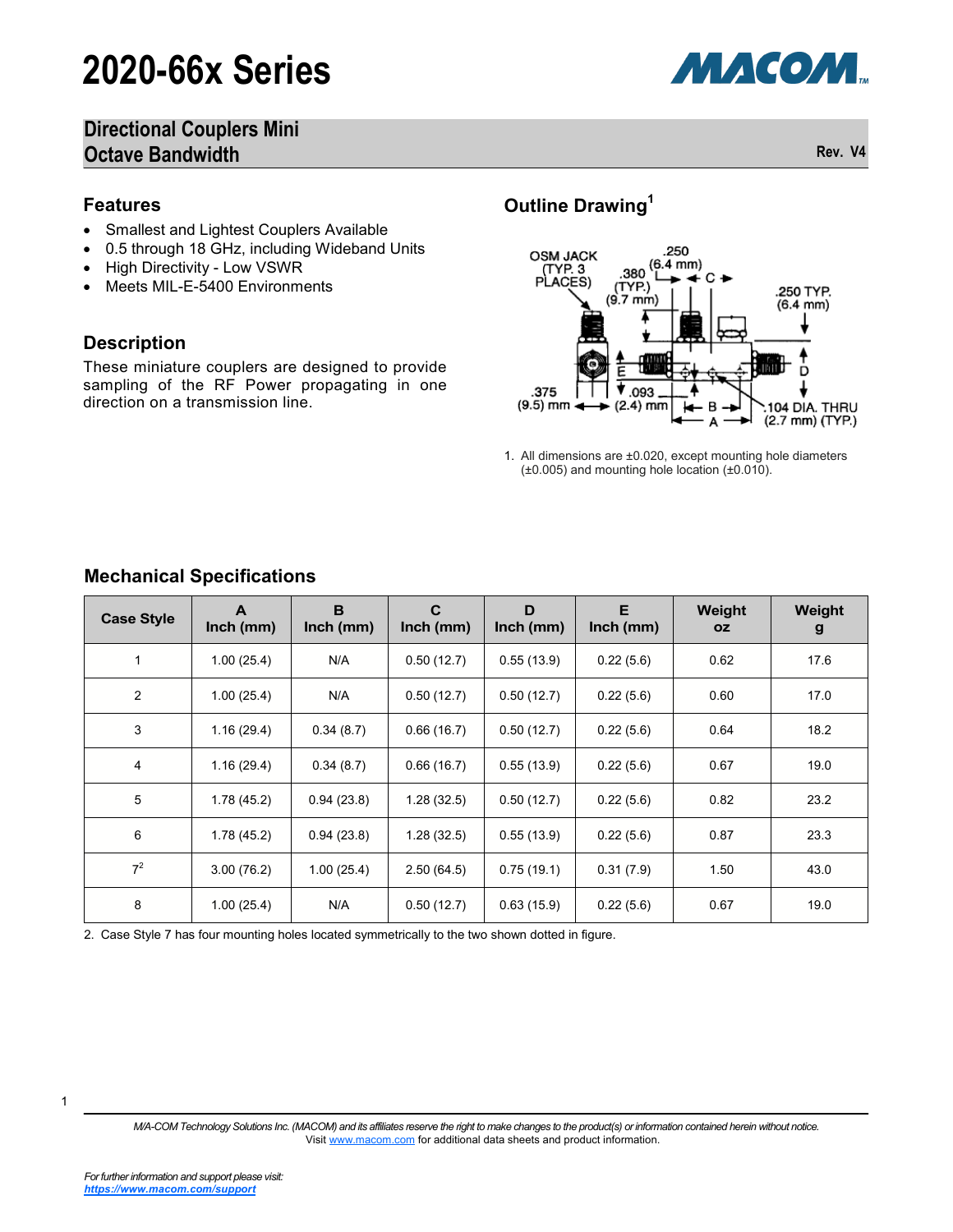# 2020-66x Series

## Directional Couplers Mini Octave Bandwidth

Rev. V4

### Features

- Smallest and Lightest Couplers Available
- 0.5 through 18 GHz, including Wideband Units
- High Directivity - Low VSWR
- Meets MIL-E-5400 Environments

### Description

These miniature couplers are designed to provide sampling of the RF Power propagating in one direction on a transmission line.

### Outline Drawing[1]

OSM JACK (TYP. 3 PLACES) .380 (TYP.) (9.7 mm) .250 (6.4 mm) C .250 TYP. (6.4 mm) E D .375 (9.5) mm .093 (2.4) mm B A .104 DIA. THRU (2.7 mm) (TYP.)

1. All dimensions are ±0.020, except mounting hole diameters (±0.005) and mounting hole location (±0.010).

### Mechanical Specifications

| Case Style | A Inch (mm) | B Inch (mm) | C Inch (mm) | D Inch (mm) | E Inch (mm) | Weight oz | Weight g |
|---|---|---|---|---|---|---|---|
| 1 | 1.00 (25.4) | N/A | 0.50 (12.7) | 0.55 (13.9) | 0.22 (5.6) | 0.62 | 17.6 |
| 2 | 1.00 (25.4) | N/A | 0.50 (12.7) | 0.50 (12.7) | 0.22 (5.6) | 0.60 | 17.0 |
| 3 | 1.16 (29.4) | 0.34 (8.7) | 0.66 (16.7) | 0.50 (12.7) | 0.22 (5.6) | 0.64 | 18.2 |
| 4 | 1.16 (29.4) | 0.34 (8.7) | 0.66 (16.7) | 0.55 (13.9) | 0.22 (5.6) | 0.67 | 19.0 |
| 5 | 1.78 (45.2) | 0.94 (23.8) | 1.28 (32.5) | 0.50 (12.7) | 0.22 (5.6) | 0.82 | 23.2 |
| 6 | 1.78 (45.2) | 0.94 (23.8) | 1.28 (32.5) | 0.55 (13.9) | 0.22 (5.6) | 0.87 | 23.3 |
| 7[2] | 3.00 (76.2) | 1.00 (25.4) | 2.50 (64.5) | 0.75 (19.1) | 0.31 (7.9) | 1.50 | 43.0 |
| 8 | 1.00 (25.4) | N/A | 0.50 (12.7) | 0.63 (15.9) | 0.22 (5.6) | 0.67 | 19.0 |

2. Case Style 7 has four mounting holes located symmetrically to the two shown dotted in figure.

*M/A-COM Technology Solutions Inc. (MACOM) and its affiliates reserve the right to make changes to the product(s) or information contained herein without notice.*
Visit www.macom.com for additional data sheets and product information.

*For further information and support please visit:*
***https://www.macom.com/support***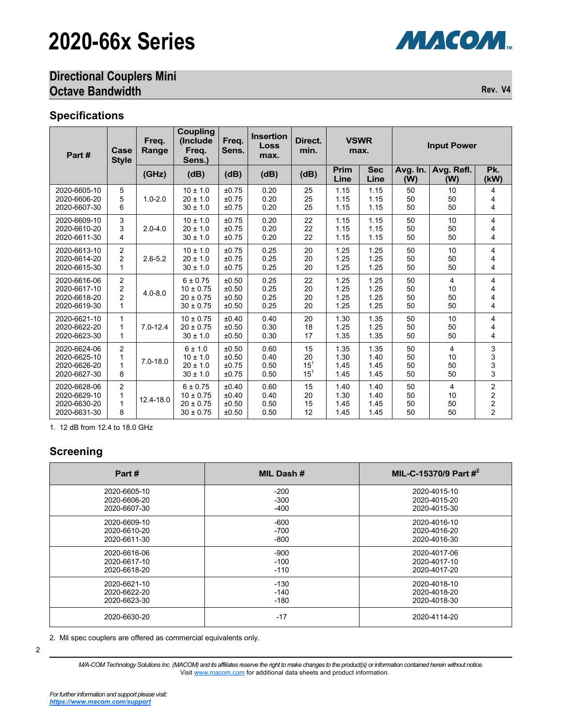# 2020-66x Series

## Directional Couplers Mini Octave Bandwidth

Rev. V4

### Specifications

| Part # | Case Style | Freq. Range | Coupling (Include Freq. Sens.) | Freq. Sens. | Insertion Loss max. | Direct. min. | VSWR max. | | Input Power | | |
|---|---|---|---|---|---|---|---|---|---|---|---|
| | | (GHz) | (dB) | (dB) | (dB) | (dB) | Prim Line | Sec Line | Avg. In. (W) | Avg. Refl. (W) | Pk. (kW) |
| 2020-6605-10 | 5 | 1.0-2.0 | 10 ± 1.0 | ±0.75 | 0.20 | 25 | 1.15 | 1.15 | 50 | 10 | 4 |
| 2020-6606-20 | 5 | 1.0-2.0 | 20 ± 1.0 | ±0.75 | 0.20 | 25 | 1.15 | 1.15 | 50 | 50 | 4 |
| 2020-6607-30 | 6 | 1.0-2.0 | 30 ± 1.0 | ±0.75 | 0.20 | 25 | 1.15 | 1.15 | 50 | 50 | 4 |
| 2020-6609-10 | 3 | 2.0-4.0 | 10 ± 1.0 | ±0.75 | 0.20 | 22 | 1.15 | 1.15 | 50 | 10 | 4 |
| 2020-6610-20 | 3 | 2.0-4.0 | 20 ± 1.0 | ±0.75 | 0.20 | 22 | 1.15 | 1.15 | 50 | 50 | 4 |
| 2020-6611-30 | 4 | 2.0-4.0 | 30 ± 1.0 | ±0.75 | 0.20 | 22 | 1.15 | 1.15 | 50 | 50 | 4 |
| 2020-6613-10 | 2 | 2.6-5.2 | 10 ± 1.0 | ±0.75 | 0.25 | 20 | 1.25 | 1.25 | 50 | 10 | 4 |
| 2020-6614-20 | 2 | 2.6-5.2 | 20 ± 1.0 | ±0.75 | 0.25 | 20 | 1.25 | 1.25 | 50 | 50 | 4 |
| 2020-6615-30 | 1 | 2.6-5.2 | 30 ± 1.0 | ±0.75 | 0.25 | 20 | 1.25 | 1.25 | 50 | 50 | 4 |
| 2020-6616-06 | 2 | 4.0-8.0 | 6 ± 0.75 | ±0.50 | 0.25 | 22 | 1.25 | 1.25 | 50 | 4 | 4 |
| 2020-6617-10 | 2 | 4.0-8.0 | 10 ± 0.75 | ±0.50 | 0.25 | 20 | 1.25 | 1.25 | 50 | 10 | 4 |
| 2020-6618-20 | 2 | 4.0-8.0 | 20 ± 0.75 | ±0.50 | 0.25 | 20 | 1.25 | 1.25 | 50 | 50 | 4 |
| 2020-6619-30 | 1 | 4.0-8.0 | 30 ± 0.75 | ±0.50 | 0.25 | 20 | 1.25 | 1.25 | 50 | 50 | 4 |
| 2020-6621-10 | 1 | 7.0-12.4 | 10 ± 0.75 | ±0.40 | 0.40 | 20 | 1.30 | 1.35 | 50 | 10 | 4 |
| 2020-6622-20 | 1 | 7.0-12.4 | 20 ± 0.75 | ±0.50 | 0.30 | 18 | 1.25 | 1.25 | 50 | 50 | 4 |
| 2020-6623-30 | 1 | 7.0-12.4 | 30 ± 1.0 | ±0.50 | 0.30 | 17 | 1.35 | 1.35 | 50 | 50 | 4 |
| 2020-6624-06 | 2 | 7.0-18.0 | 6 ± 1.0 | ±0.50 | 0.60 | 15 | 1.35 | 1.35 | 50 | 4 | 3 |
| 2020-6625-10 | 1 | 7.0-18.0 | 10 ± 1.0 | ±0.50 | 0.40 | 20 | 1.30 | 1.40 | 50 | 10 | 3 |
| 2020-6626-20 | 1 | 7.0-18.0 | 20 ± 1.0 | ±0.75 | 0.50 | 15[1] | 1.45 | 1.45 | 50 | 50 | 3 |
| 2020-6627-30 | 8 | 7.0-18.0 | 30 ± 1.0 | ±0.75 | 0.50 | 15[1] | 1.45 | 1.45 | 50 | 50 | 3 |
| 2020-6628-06 | 2 | 12.4-18.0 | 6 ± 0.75 | ±0.40 | 0.60 | 15 | 1.40 | 1.40 | 50 | 4 | 2 |
| 2020-6629-10 | 1 | 12.4-18.0 | 10 ± 0.75 | ±0.40 | 0.40 | 20 | 1.30 | 1.40 | 50 | 10 | 2 |
| 2020-6630-20 | 1 | 12.4-18.0 | 20 ± 0.75 | ±0.50 | 0.50 | 15 | 1.45 | 1.45 | 50 | 50 | 2 |
| 2020-6631-30 | 8 | 12.4-18.0 | 30 ± 0.75 | ±0.50 | 0.50 | 12 | 1.45 | 1.45 | 50 | 50 | 2 |

1. 12 dB from 12.4 to 18.0 GHz

### Screening

| Part # | MIL Dash # | MIL-C-15370/9 Part #[2] |
|---|---|---|
| 2020-6605-10 | -200 | 2020-4015-10 |
| 2020-6606-20 | -300 | 2020-4015-20 |
| 2020-6607-30 | -400 | 2020-4015-30 |
| 2020-6609-10 | -600 | 2020-4016-10 |
| 2020-6610-20 | -700 | 2020-4016-20 |
| 2020-6611-30 | -800 | 2020-4016-30 |
| 2020-6616-06 | -900 | 2020-4017-06 |
| 2020-6617-10 | -100 | 2020-4017-10 |
| 2020-6618-20 | -110 | 2020-4017-20 |
| 2020-6621-10 | -130 | 2020-4018-10 |
| 2020-6622-20 | -140 | 2020-4018-20 |
| 2020-6623-30 | -180 | 2020-4018-30 |
| 2020-6630-20 | -17 | 2020-4114-20 |

2. Mil spec couplers are offered as commercial equivalents only.

*M/A-COM Technology Solutions Inc. (MACOM) and its affiliates reserve the right to make changes to the product(s) or information contained herein without notice.*
Visit www.macom.com for additional data sheets and product information.

*For further information and support please visit:*
***https://www.macom.com/support***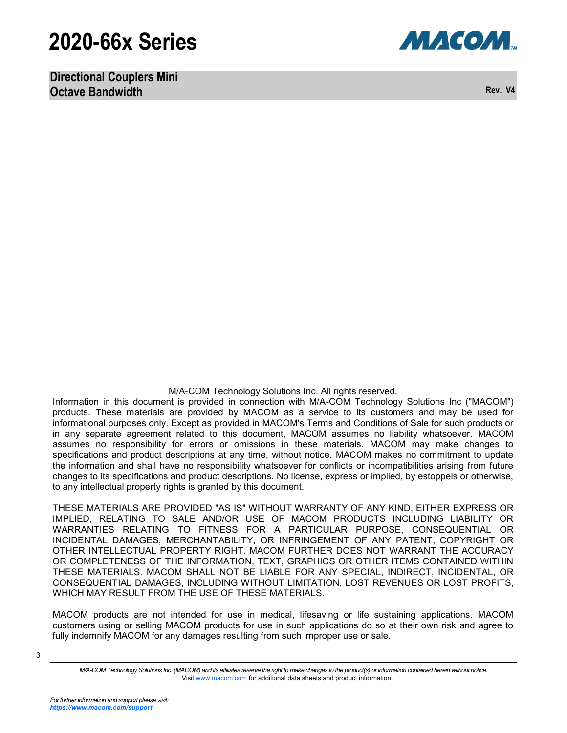M/A-COM Technology Solutions Inc. All rights reserved.

Information in this document is provided in connection with M/A-COM Technology Solutions Inc ("MACOM") products. These materials are provided by MACOM as a service to its customers and may be used for informational purposes only. Except as provided in MACOM's Terms and Conditions of Sale for such products or in any separate agreement related to this document, MACOM assumes no liability whatsoever. MACOM assumes no responsibility for errors or omissions in these materials. MACOM may make changes to specifications and product descriptions at any time, without notice. MACOM makes no commitment to update the information and shall have no responsibility whatsoever for conflicts or incompatibilities arising from future changes to its specifications and product descriptions. No license, express or implied, by estoppels or otherwise, to any intellectual property rights is granted by this document.

THESE MATERIALS ARE PROVIDED "AS IS" WITHOUT WARRANTY OF ANY KIND, EITHER EXPRESS OR IMPLIED, RELATING TO SALE AND/OR USE OF MACOM PRODUCTS INCLUDING LIABILITY OR WARRANTIES RELATING TO FITNESS FOR A PARTICULAR PURPOSE, CONSEQUENTIAL OR INCIDENTAL DAMAGES, MERCHANTABILITY, OR INFRINGEMENT OF ANY PATENT, COPYRIGHT OR OTHER INTELLECTUAL PROPERTY RIGHT. MACOM FURTHER DOES NOT WARRANT THE ACCURACY OR COMPLETENESS OF THE INFORMATION, TEXT, GRAPHICS OR OTHER ITEMS CONTAINED WITHIN THESE MATERIALS. MACOM SHALL NOT BE LIABLE FOR ANY SPECIAL, INDIRECT, INCIDENTAL, OR CONSEQUENTIAL DAMAGES, INCLUDING WITHOUT LIMITATION, LOST REVENUES OR LOST PROFITS, WHICH MAY RESULT FROM THE USE OF THESE MATERIALS.

MACOM products are not intended for use in medical, lifesaving or life sustaining applications. MACOM customers using or selling MACOM products for use in such applications do so at their own risk and agree to fully indemnify MACOM for any damages resulting from such improper use or sale.